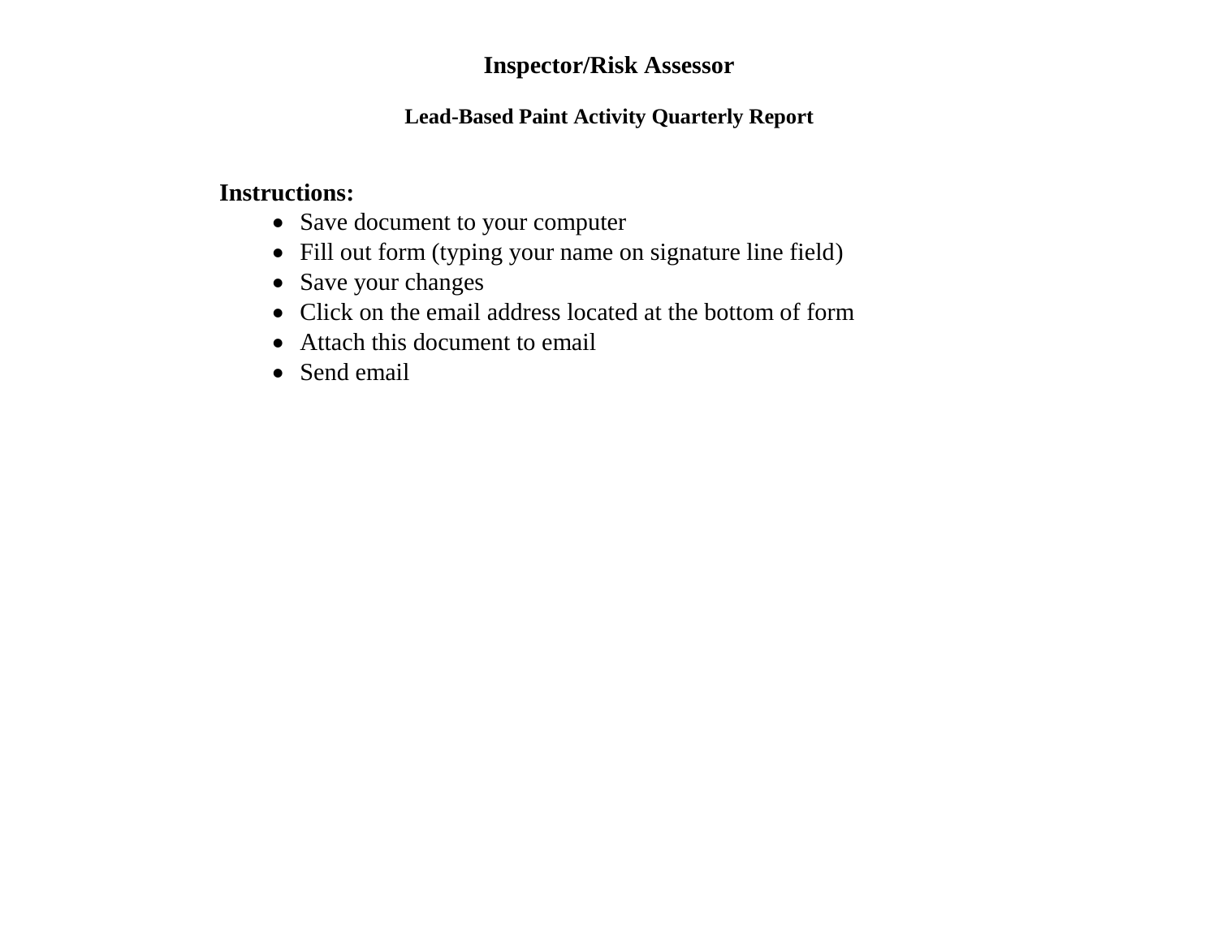# Inspector/Risk Assessor

## Lead-Based Paint Activity Quarterly Report

**Instructions:**

- Save document to your computer
- Fill out form (typing your name on signature line field)
- Save your changes
- Click on the email address located at the bottom of form
- Attach this document to email
- Send email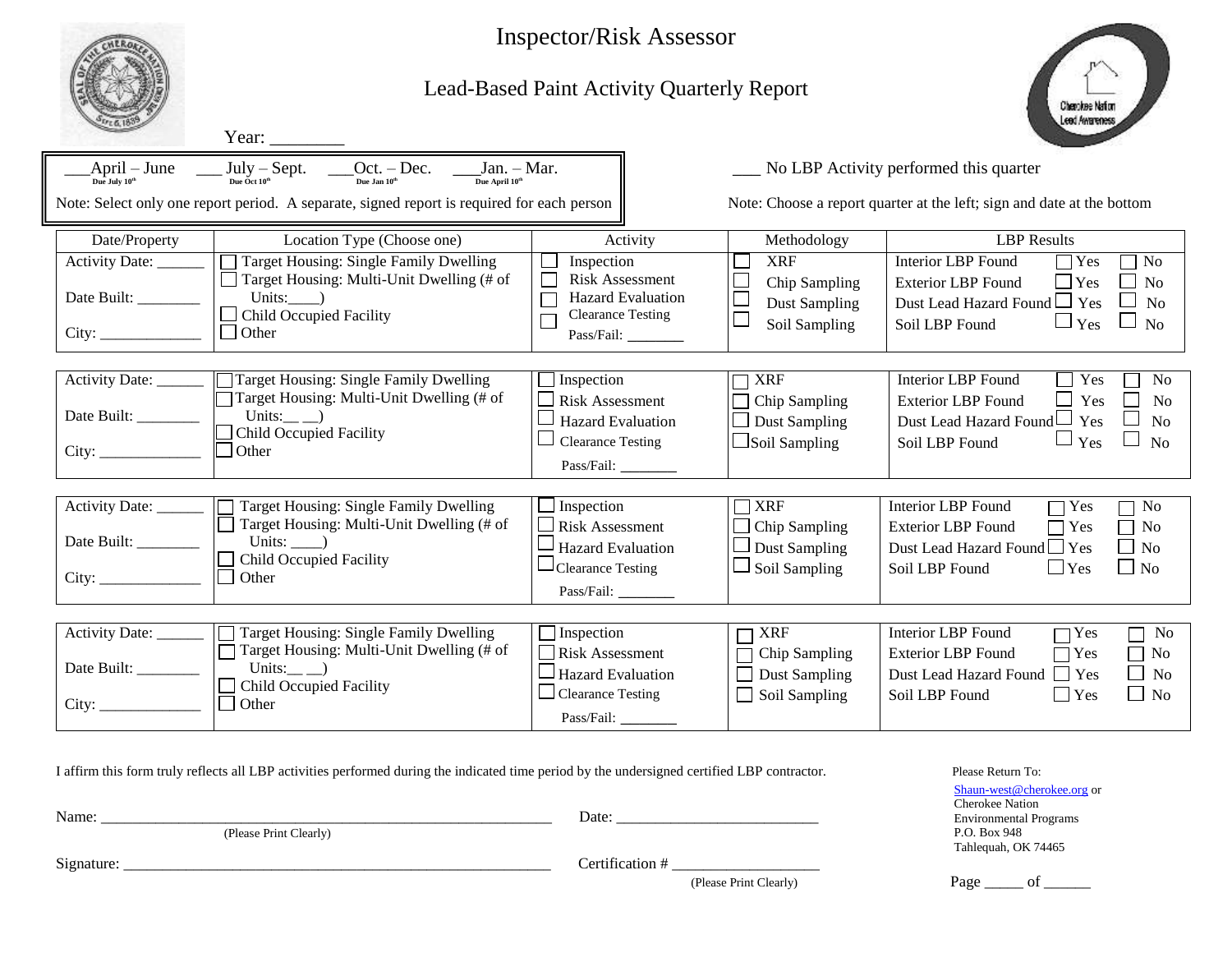# Inspector/Risk Assessor

## Lead-Based Paint Activity Quarterly Report

Year: ________

___April – June (Due July 10th) ___ July – Sept. (Due Oct 10th) ___Oct. – Dec. (Due Jan 10th) ___Jan. – Mar. (Due April 10th)

Note: Select only one report period. A separate, signed report is required for each person

___ No LBP Activity performed this quarter

Note: Choose a report quarter at the left; sign and date at the bottom

| Date/Property | Location Type (Choose one) | Activity | Methodology | LBP Results |
|---|---|---|---|---|
| Activity Date: ______<br>Date Built: ________<br>City: _____________ | ☐ Target Housing: Single Family Dwelling<br>☐ Target Housing: Multi-Unit Dwelling (# of Units:____)<br>☐ Child Occupied Facility<br>☐ Other | ☐ Inspection<br>☐ Risk Assessment<br>☐ Hazard Evaluation<br>☐ Clearance Testing<br>Pass/Fail: _______ | ☐ XRF<br>☐ Chip Sampling<br>☐ Dust Sampling<br>☐ Soil Sampling | Interior LBP Found ☐ Yes ☐ No<br>Exterior LBP Found ☐ Yes ☐ No<br>Dust Lead Hazard Found ☐ Yes ☐ No<br>Soil LBP Found ☐ Yes ☐ No |
| Activity Date: ______<br>Date Built: ________<br>City: _____________ | ☐ Target Housing: Single Family Dwelling<br>☐ Target Housing: Multi-Unit Dwelling (# of Units:__ __)<br>☐ Child Occupied Facility<br>☐ Other | ☐ Inspection<br>☐ Risk Assessment<br>☐ Hazard Evaluation<br>☐ Clearance Testing<br>Pass/Fail: _______ | ☐ XRF<br>☐ Chip Sampling<br>☐ Dust Sampling<br>☐ Soil Sampling | Interior LBP Found ☐ Yes ☐ No<br>Exterior LBP Found ☐ Yes ☐ No<br>Dust Lead Hazard Found ☐ Yes ☐ No<br>Soil LBP Found ☐ Yes ☐ No |
| Activity Date: ______<br>Date Built: ________<br>City: _____________ | ☐ Target Housing: Single Family Dwelling<br>☐ Target Housing: Multi-Unit Dwelling (# of Units: ____)<br>☐ Child Occupied Facility<br>☐ Other | ☐ Inspection<br>☐ Risk Assessment<br>☐ Hazard Evaluation<br>☐ Clearance Testing<br>Pass/Fail: _______ | ☐ XRF<br>☐ Chip Sampling<br>☐ Dust Sampling<br>☐ Soil Sampling | Interior LBP Found ☐ Yes ☐ No<br>Exterior LBP Found ☐ Yes ☐ No<br>Dust Lead Hazard Found ☐ Yes ☐ No<br>Soil LBP Found ☐ Yes ☐ No |
| Activity Date: ______<br>Date Built: ________<br>City: _____________ | ☐ Target Housing: Single Family Dwelling<br>☐ Target Housing: Multi-Unit Dwelling (# of Units:__ __)<br>☐ Child Occupied Facility<br>☐ Other | ☐ Inspection<br>☐ Risk Assessment<br>☐ Hazard Evaluation<br>☐ Clearance Testing<br>Pass/Fail: _______ | ☐ XRF<br>☐ Chip Sampling<br>☐ Dust Sampling<br>☐ Soil Sampling | Interior LBP Found ☐ Yes ☐ No<br>Exterior LBP Found ☐ Yes ☐ No<br>Dust Lead Hazard Found ☐ Yes ☐ No<br>Soil LBP Found ☐ Yes ☐ No |

I affirm this form truly reflects all LBP activities performed during the indicated time period by the undersigned certified LBP contractor.

Name: ____________________________________________ (Please Print Clearly)

Date: ______________________

Signature: ____________________________________________

Certification # ________________ (Please Print Clearly)

Please Return To:
Shaun-west@cherokee.org or
Cherokee Nation
Environmental Programs
P.O. Box 948
Tahlequah, OK 74465

Page _____ of ______